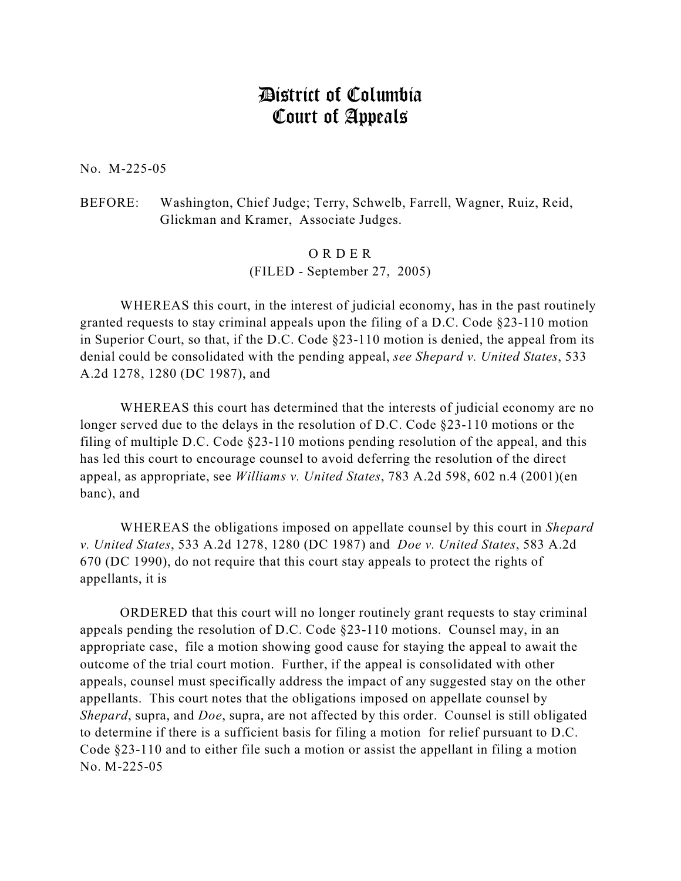# District of Columbia Court of Appeals

No. M-225-05

BEFORE: Washington, Chief Judge; Terry, Schwelb, Farrell, Wagner, Ruiz, Reid, Glickman and Kramer, Associate Judges.

O R D E R
(FILED - September 27, 2005)

WHEREAS this court, in the interest of judicial economy, has in the past routinely granted requests to stay criminal appeals upon the filing of a D.C. Code §23-110 motion in Superior Court, so that, if the D.C. Code §23-110 motion is denied, the appeal from its denial could be consolidated with the pending appeal, *see Shepard v. United States*, 533 A.2d 1278, 1280 (DC 1987), and

WHEREAS this court has determined that the interests of judicial economy are no longer served due to the delays in the resolution of D.C. Code §23-110 motions or the filing of multiple D.C. Code §23-110 motions pending resolution of the appeal, and this has led this court to encourage counsel to avoid deferring the resolution of the direct appeal, as appropriate, see *Williams v. United States*, 783 A.2d 598, 602 n.4 (2001)(en banc), and

WHEREAS the obligations imposed on appellate counsel by this court in *Shepard v. United States*, 533 A.2d 1278, 1280 (DC 1987) and *Doe v. United States*, 583 A.2d 670 (DC 1990), do not require that this court stay appeals to protect the rights of appellants, it is

ORDERED that this court will no longer routinely grant requests to stay criminal appeals pending the resolution of D.C. Code §23-110 motions. Counsel may, in an appropriate case, file a motion showing good cause for staying the appeal to await the outcome of the trial court motion. Further, if the appeal is consolidated with other appeals, counsel must specifically address the impact of any suggested stay on the other appellants. This court notes that the obligations imposed on appellate counsel by *Shepard*, supra, and *Doe*, supra, are not affected by this order. Counsel is still obligated to determine if there is a sufficient basis for filing a motion for relief pursuant to D.C. Code §23-110 and to either file such a motion or assist the appellant in filing a motion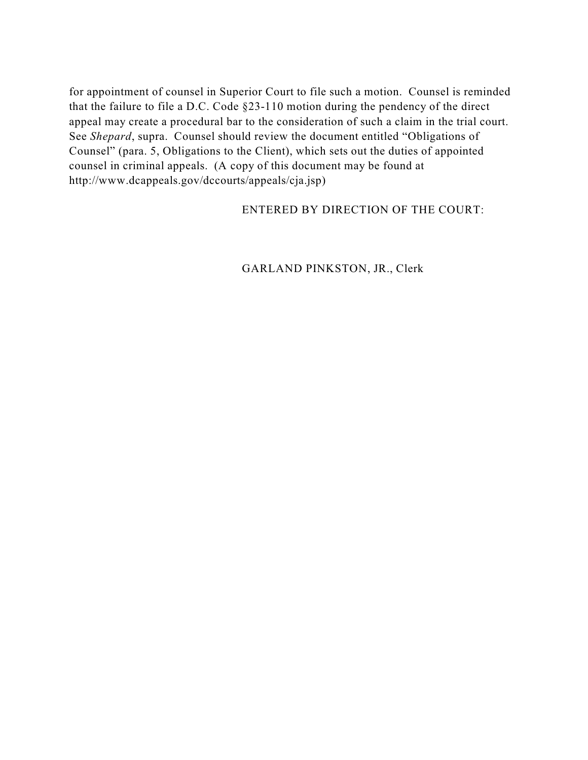for appointment of counsel in Superior Court to file such a motion. Counsel is reminded that the failure to file a D.C. Code §23-110 motion during the pendency of the direct appeal may create a procedural bar to the consideration of such a claim in the trial court. See *Shepard*, supra. Counsel should review the document entitled "Obligations of Counsel" (para. 5, Obligations to the Client), which sets out the duties of appointed counsel in criminal appeals. (A copy of this document may be found at http://www.dcappeals.gov/dccourts/appeals/cja.jsp)

ENTERED BY DIRECTION OF THE COURT:

GARLAND PINKSTON, JR., Clerk